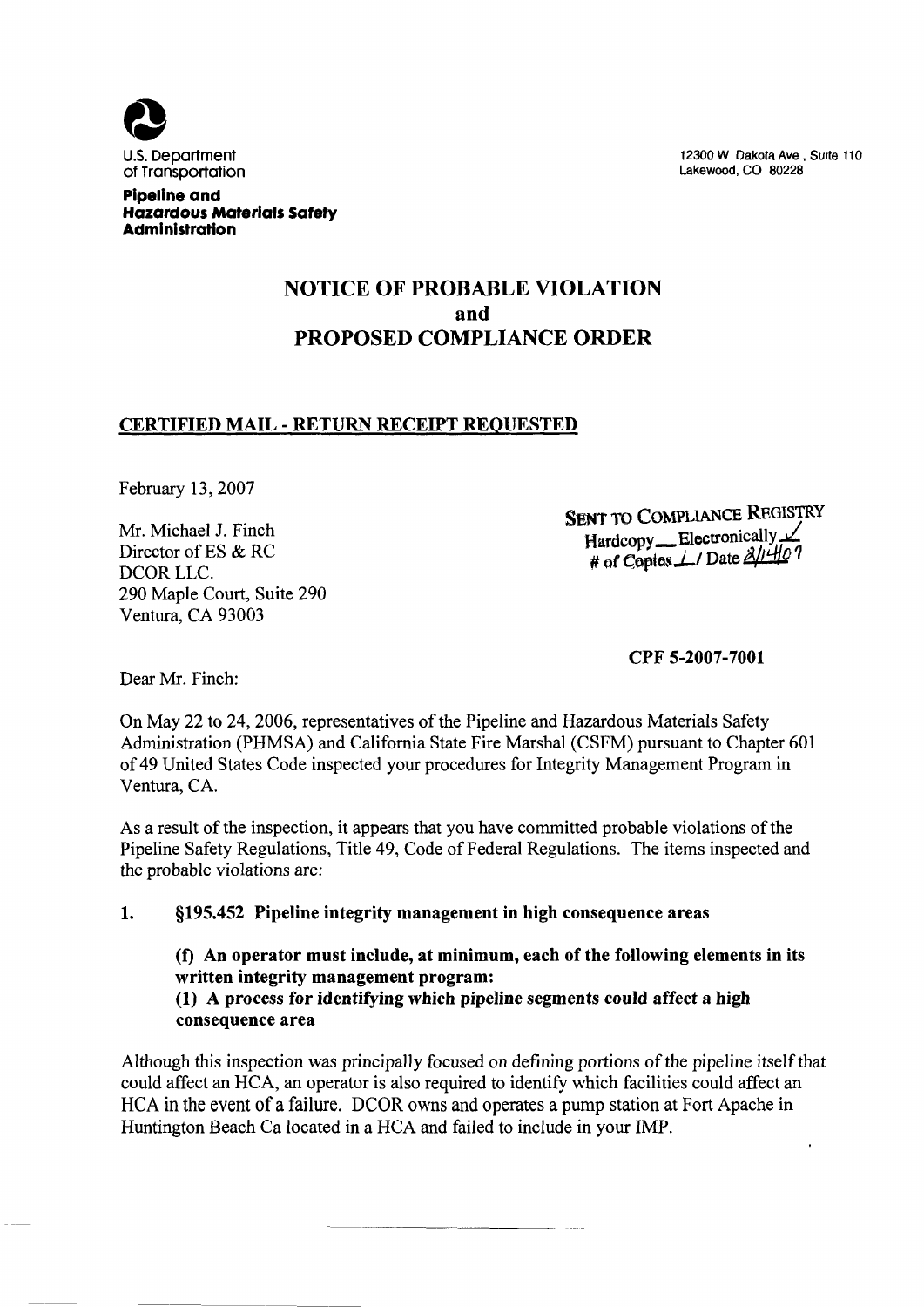U.S. Department of Transportation

**Pipeline and Hazardous Materials Safety Administration**

12300 W Dakota Ave , Suite 110
Lakewood, CO 80228

# NOTICE OF PROBABLE VIOLATION and PROPOSED COMPLIANCE ORDER

## CERTIFIED MAIL - RETURN RECEIPT REQUESTED

February 13, 2007

Mr. Michael J. Finch
Director of ES & RC
DCOR LLC.
290 Maple Court, Suite 290
Ventura, CA 93003

SENT TO COMPLIANCE REGISTRY
Hardcopy ___ Electronically ✓
# of Copies 1 / Date 2/14/07

**CPF 5-2007-7001**

Dear Mr. Finch:

On May 22 to 24, 2006, representatives of the Pipeline and Hazardous Materials Safety Administration (PHMSA) and California State Fire Marshal (CSFM) pursuant to Chapter 601 of 49 United States Code inspected your procedures for Integrity Management Program in Ventura, CA.

As a result of the inspection, it appears that you have committed probable violations of the Pipeline Safety Regulations, Title 49, Code of Federal Regulations. The items inspected and the probable violations are:

1. **§195.452 Pipeline integrity management in high consequence areas**

   **(f) An operator must include, at minimum, each of the following elements in its written integrity management program:**
   **(1) A process for identifying which pipeline segments could affect a high consequence area**

Although this inspection was principally focused on defining portions of the pipeline itself that could affect an HCA, an operator is also required to identify which facilities could affect an HCA in the event of a failure. DCOR owns and operates a pump station at Fort Apache in Huntington Beach Ca located in a HCA and failed to include in your IMP.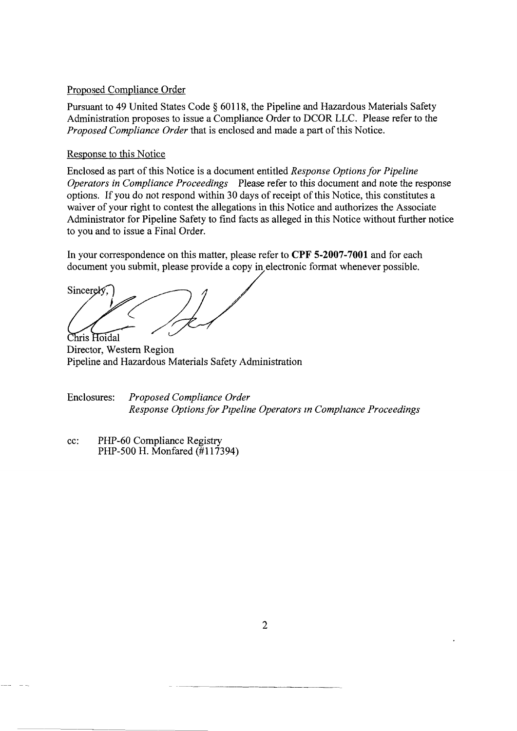Proposed Compliance Order

Pursuant to 49 United States Code § 60118, the Pipeline and Hazardous Materials Safety Administration proposes to issue a Compliance Order to DCOR LLC. Please refer to the *Proposed Compliance Order* that is enclosed and made a part of this Notice.

Response to this Notice

Enclosed as part of this Notice is a document entitled *Response Options for Pipeline Operators in Compliance Proceedings* Please refer to this document and note the response options. If you do not respond within 30 days of receipt of this Notice, this constitutes a waiver of your right to contest the allegations in this Notice and authorizes the Associate Administrator for Pipeline Safety to find facts as alleged in this Notice without further notice to you and to issue a Final Order.

In your correspondence on this matter, please refer to **CPF 5-2007-7001** and for each document you submit, please provide a copy in electronic format whenever possible.

Sincerely,

Chris Hoidal
Director, Western Region
Pipeline and Hazardous Materials Safety Administration

Enclosures: *Proposed Compliance Order*
*Response Options for Pipeline Operators in Compliance Proceedings*

cc: PHP-60 Compliance Registry
PHP-500 H. Monfared (#117394)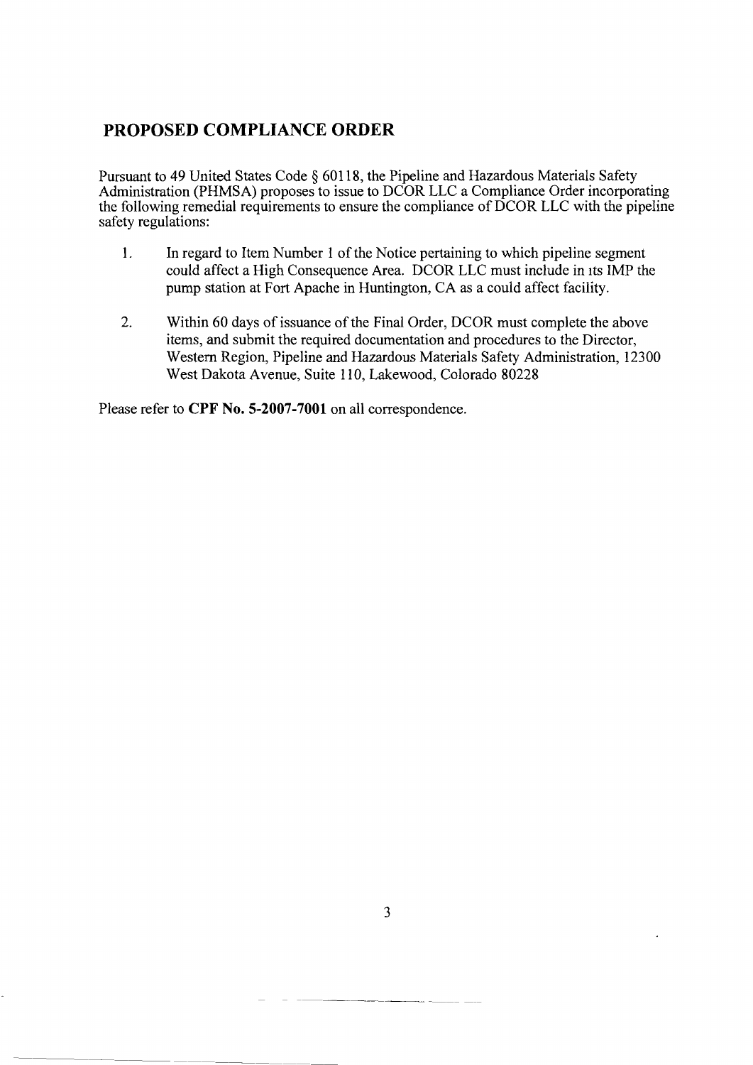## PROPOSED COMPLIANCE ORDER

Pursuant to 49 United States Code § 60118, the Pipeline and Hazardous Materials Safety Administration (PHMSA) proposes to issue to DCOR LLC a Compliance Order incorporating the following remedial requirements to ensure the compliance of DCOR LLC with the pipeline safety regulations:

1. In regard to Item Number 1 of the Notice pertaining to which pipeline segment could affect a High Consequence Area. DCOR LLC must include in its IMP the pump station at Fort Apache in Huntington, CA as a could affect facility.

2. Within 60 days of issuance of the Final Order, DCOR must complete the above items, and submit the required documentation and procedures to the Director, Western Region, Pipeline and Hazardous Materials Safety Administration, 12300 West Dakota Avenue, Suite 110, Lakewood, Colorado 80228

Please refer to **CPF No. 5-2007-7001** on all correspondence.